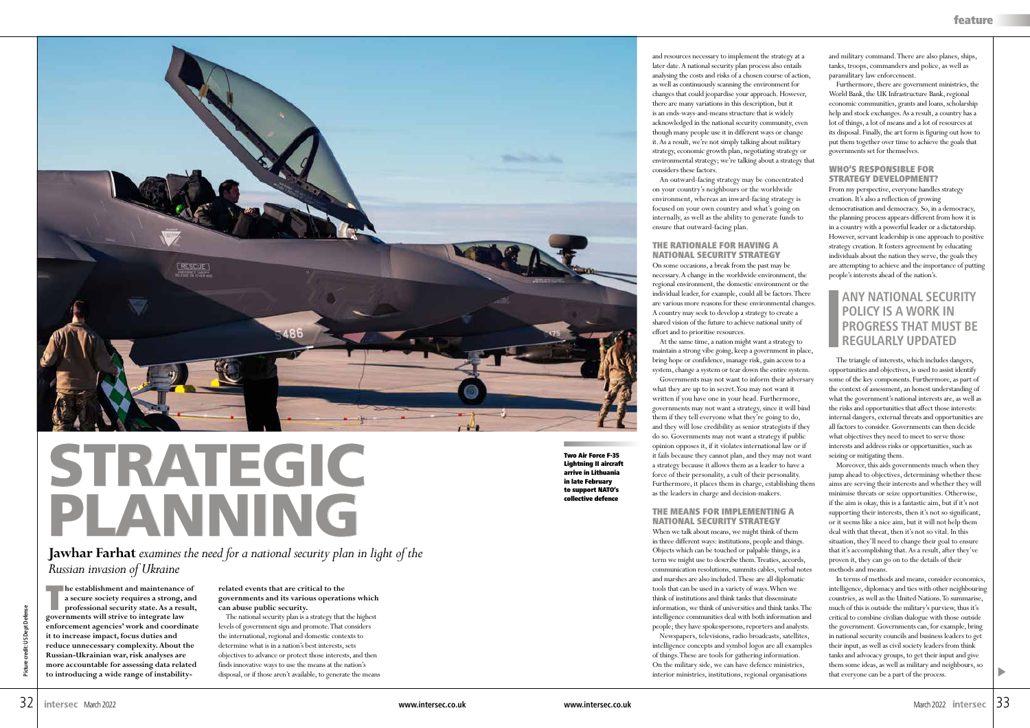# STRATEGIC PLANNING

*Jawhar Farhat examines the need for a national security plan in light of the Russian invasion of Ukraine*

Two Air Force F-35 Lightning II aircraft arrive in Lithuania in late February to support NATO's collective defence

Picture credit: US Dept Defense

**The establishment and maintenance of a secure society requires a strong, and professional security state. As a result, governments will strive to integrate law enforcement agencies' work and coordinate it to increase impact, focus duties and reduce unnecessary complexity. About the Russian-Ukrainian war, risk analyses are more accountable for assessing data related to introducing a wide range of instability-related events that are critical to the governments and its various operations which can abuse public security.**

The national security plan is a strategy that the highest levels of government sign and promote. That considers the international, regional and domestic contexts to determine what is in a nation's best interests, sets objectives to advance or protect those interests, and then finds innovative ways to use the means at the nation's disposal, or if those aren't available, to generate the means and resources necessary to implement the strategy at a later date. A national security plan process also entails analysing the costs and risks of a chosen course of action, as well as continuously scanning the environment for changes that could jeopardise your approach. However, there are many variations in this description, but it is an ends-ways-and-means structure that is widely acknowledged in the national security community, even though many people use it in different ways or change it. As a result, we're not simply talking about military strategy, economic growth plan, negotiating strategy or environmental strategy; we're talking about a strategy that considers these factors.

An outward-facing strategy may be concentrated on your country's neighbours or the worldwide environment, whereas an inward-facing strategy is focused on your own country and what's going on internally, as well as the ability to generate funds to ensure that outward-facing plan.

## THE RATIONALE FOR HAVING A NATIONAL SECURITY STRATEGY

On some occasions, a break from the past may be necessary. A change in the worldwide environment, the regional environment, the domestic environment or the individual leader, for example, could all be factors. There are various more reasons for these environmental changes. A country may seek to develop a strategy to create a shared vision of the future to achieve national unity of effort and to prioritise resources.

At the same time, a nation might want a strategy to maintain a strong vibe going, keep a government in place, bring hope or confidence, manage risk, gain access to a system, change a system or tear down the entire system.

Governments may not want to inform their adversary what they are up to in secret. You may not want it written if you have one in your head. Furthermore, governments may not want a strategy, since it will bind them if they tell everyone what they're going to do, and they will lose credibility as senior strategists if they do so. Governments may not want a strategy if public opinion opposes it, if it violates international law or if it fails because they cannot plan, and they may not want a strategy because it allows them as a leader to have a force of their personality, a cult of their personality. Furthermore, it places them in charge, establishing them as the leaders in charge and decision-makers.

## THE MEANS FOR IMPLEMENTING A NATIONAL SECURITY STRATEGY

When we talk about means, we might think of them in three different ways: institutions, people and things. Objects which can be touched or palpable things, is a term we might use to describe them. Treaties, accords, communication resolutions, summits cables, verbal notes and marshes are also included. These are all diplomatic tools that can be used in a variety of ways. When we think of institutions and think tanks that disseminate information, we think of universities and think tanks. The intelligence communities deal with both information and people; they have spokespersons, reporters and analysts.

Newspapers, televisions, radio broadcasts, satellites, intelligence concepts and symbol logos are all examples of things. These are tools for gathering information. On the military side, we can have defence ministries, interior ministries, institutions, regional organisations and military command. There are also planes, ships, tanks, troops, commanders and police, as well as paramilitary law enforcement.

Furthermore, there are government ministries, the World Bank, the UK Infrastructure Bank, regional economic communities, grants and loans, scholarship help and stock exchanges. As a result, a country has a lot of things, a lot of means and a lot of resources at its disposal. Finally, the art form is figuring out how to put them together over time to achieve the goals that governments set for themselves.

## WHO'S RESPONSIBLE FOR STRATEGY DEVELOPMENT?

From my perspective, everyone handles strategy creation. It's also a reflection of growing democratisation and democracy. So, in a democracy, the planning process appears different from how it is in a country with a powerful leader or a dictatorship. However, servant leadership is one approach to positive strategy creation. It fosters agreement by educating individuals about the nation they serve, the goals they are attempting to achieve and the importance of putting people's interests ahead of the nation's.

> **ANY NATIONAL SECURITY POLICY IS A WORK IN PROGRESS THAT MUST BE REGULARLY UPDATED**

The triangle of interests, which includes dangers, opportunities and objectives, is used to assist identify some of the key components. Furthermore, as part of the context of assessment, an honest understanding of what the government's national interests are, as well as the risks and opportunities that affect those interests: internal dangers, external threats and opportunities are all factors to consider. Governments can then decide what objectives they need to meet to serve those interests and address risks or opportunities, such as seizing or mitigating them.

Moreover, this aids governments much when they jump ahead to objectives, determining whether these aims are serving their interests and whether they will minimise threats or seize opportunities. Otherwise, if the aim is okay, this is a fantastic aim, but if it's not supporting their interests, then it's not so significant, or it seems like a nice aim, but it will not help them deal with that threat, then it's not so vital. In this situation, they'll need to change their goal to ensure that it's accomplishing that. As a result, after they've proven it, they can go on to the details of their methods and means.

In terms of methods and means, consider economics, intelligence, diplomacy and ties with other neighbouring countries, as well as the United Nations. To summarise, much of this is outside the military's purview, thus it's critical to combine civilian dialogue with those outside the government. Governments can, for example, bring in national security councils and business leaders to get their input, as well as civil society leaders from think tanks and advocacy groups, to get their input and give them some ideas, as well as military and neighbours, so that everyone can be a part of the process.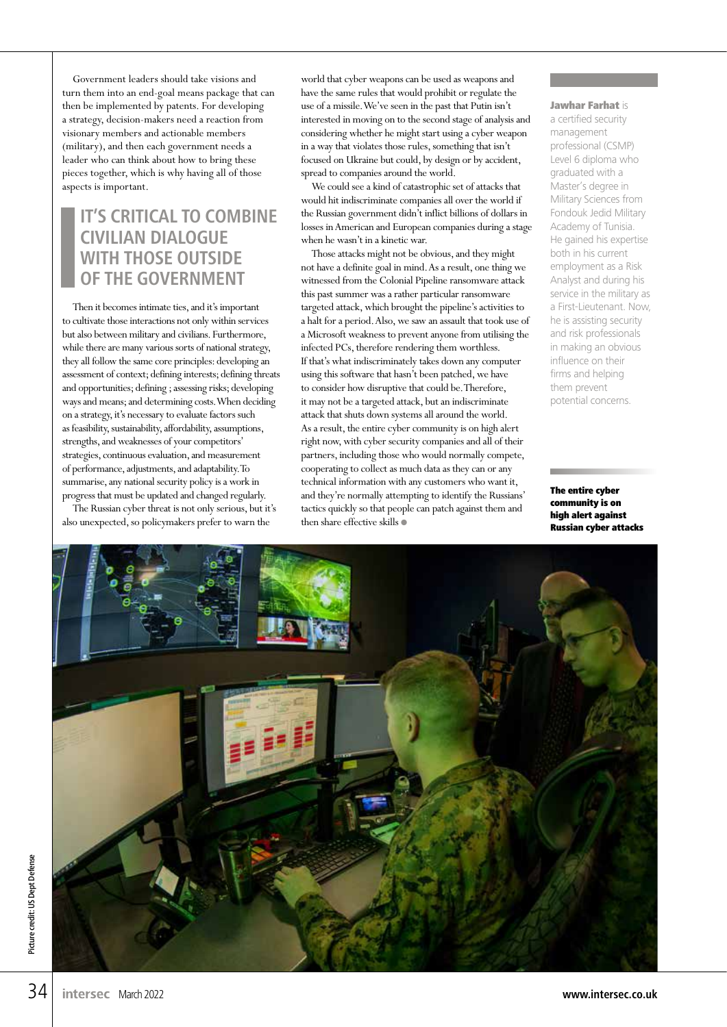Government leaders should take visions and turn them into an end-goal means package that can then be implemented by patents. For developing a strategy, decision-makers need a reaction from visionary members and actionable members (military), and then each government needs a leader who can think about how to bring these pieces together, which is why having all of those aspects is important.

## IT'S CRITICAL TO COMBINE CIVILIAN DIALOGUE WITH THOSE OUTSIDE OF THE GOVERNMENT

Then it becomes intimate ties, and it's important to cultivate those interactions not only within services but also between military and civilians. Furthermore, while there are many various sorts of national strategy, they all follow the same core principles: developing an assessment of context; defining interests; defining threats and opportunities; defining ; assessing risks; developing ways and means; and determining costs. When deciding on a strategy, it's necessary to evaluate factors such as feasibility, sustainability, affordability, assumptions, strengths, and weaknesses of your competitors' strategies, continuous evaluation, and measurement of performance, adjustments, and adaptability. To summarise, any national security policy is a work in progress that must be updated and changed regularly.

The Russian cyber threat is not only serious, but it's also unexpected, so policymakers prefer to warn the world that cyber weapons can be used as weapons and have the same rules that would prohibit or regulate the use of a missile. We've seen in the past that Putin isn't interested in moving on to the second stage of analysis and considering whether he might start using a cyber weapon in a way that violates those rules, something that isn't focused on Ukraine but could, by design or by accident, spread to companies around the world.

We could see a kind of catastrophic set of attacks that would hit indiscriminate companies all over the world if the Russian government didn't inflict billions of dollars in losses in American and European companies during a stage when he wasn't in a kinetic war.

Those attacks might not be obvious, and they might not have a definite goal in mind. As a result, one thing we witnessed from the Colonial Pipeline ransomware attack this past summer was a rather particular ransomware targeted attack, which brought the pipeline's activities to a halt for a period. Also, we saw an assault that took use of a Microsoft weakness to prevent anyone from utilising the infected PCs, therefore rendering them worthless. If that's what indiscriminately takes down any computer using this software that hasn't been patched, we have to consider how disruptive that could be. Therefore, it may not be a targeted attack, but an indiscriminate attack that shuts down systems all around the world. As a result, the entire cyber community is on high alert right now, with cyber security companies and all of their partners, including those who would normally compete, cooperating to collect as much data as they can or any technical information with any customers who want it, and they're normally attempting to identify the Russians' tactics quickly so that people can patch against them and then share effective skills ●

**Jawhar Farhat** is a certified security management professional (CSMP) Level 6 diploma who graduated with a Master's degree in Military Sciences from Fondouk Jedid Military Academy of Tunisia. He gained his expertise both in his current employment as a Risk Analyst and during his service in the military as a First-Lieutenant. Now, he is assisting security and risk professionals in making an obvious influence on their firms and helping them prevent potential concerns.

**The entire cyber community is on high alert against Russian cyber attacks**

Picture credit: US Dept Defense